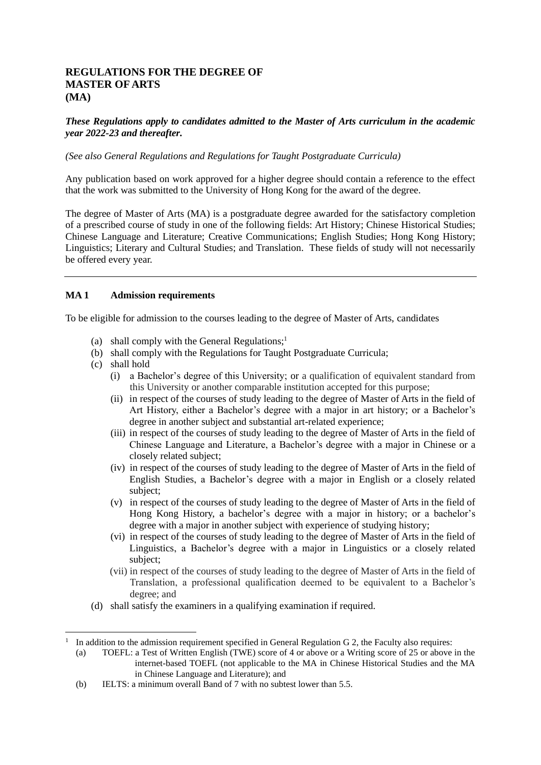# REGULATIONS FOR THE DEGREE OF MASTER OF ARTS (MA)

***These Regulations apply to candidates admitted to the Master of Arts curriculum in the academic year 2022-23 and thereafter.***

*(See also General Regulations and Regulations for Taught Postgraduate Curricula)*

Any publication based on work approved for a higher degree should contain a reference to the effect that the work was submitted to the University of Hong Kong for the award of the degree.

The degree of Master of Arts (MA) is a postgraduate degree awarded for the satisfactory completion of a prescribed course of study in one of the following fields: Art History; Chinese Historical Studies; Chinese Language and Literature; Creative Communications; English Studies; Hong Kong History; Linguistics; Literary and Cultural Studies; and Translation. These fields of study will not necessarily be offered every year.

---

## MA 1 Admission requirements

To be eligible for admission to the courses leading to the degree of Master of Arts, candidates

- (a) shall comply with the General Regulations;[1]
- (b) shall comply with the Regulations for Taught Postgraduate Curricula;
- (c) shall hold
  - (i) a Bachelor's degree of this University; or a qualification of equivalent standard from this University or another comparable institution accepted for this purpose;
  - (ii) in respect of the courses of study leading to the degree of Master of Arts in the field of Art History, either a Bachelor's degree with a major in art history; or a Bachelor's degree in another subject and substantial art-related experience;
  - (iii) in respect of the courses of study leading to the degree of Master of Arts in the field of Chinese Language and Literature, a Bachelor's degree with a major in Chinese or a closely related subject;
  - (iv) in respect of the courses of study leading to the degree of Master of Arts in the field of English Studies, a Bachelor's degree with a major in English or a closely related subject;
  - (v) in respect of the courses of study leading to the degree of Master of Arts in the field of Hong Kong History, a bachelor's degree with a major in history; or a bachelor's degree with a major in another subject with experience of studying history;
  - (vi) in respect of the courses of study leading to the degree of Master of Arts in the field of Linguistics, a Bachelor's degree with a major in Linguistics or a closely related subject;
  - (vii) in respect of the courses of study leading to the degree of Master of Arts in the field of Translation, a professional qualification deemed to be equivalent to a Bachelor's degree; and
- (d) shall satisfy the examiners in a qualifying examination if required.

---

[1] In addition to the admission requirement specified in General Regulation G 2, the Faculty also requires:

- (a) TOEFL: a Test of Written English (TWE) score of 4 or above or a Writing score of 25 or above in the internet-based TOEFL (not applicable to the MA in Chinese Historical Studies and the MA in Chinese Language and Literature); and
- (b) IELTS: a minimum overall Band of 7 with no subtest lower than 5.5.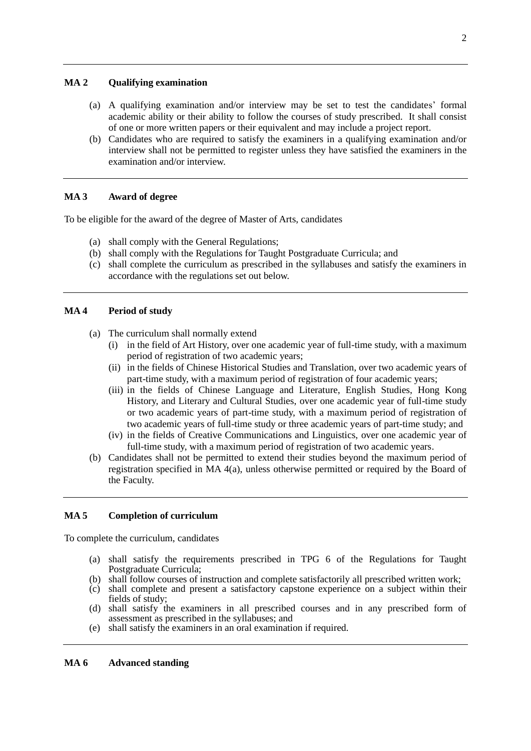## MA 2 Qualifying examination

(a) A qualifying examination and/or interview may be set to test the candidates' formal academic ability or their ability to follow the courses of study prescribed. It shall consist of one or more written papers or their equivalent and may include a project report.

(b) Candidates who are required to satisfy the examiners in a qualifying examination and/or interview shall not be permitted to register unless they have satisfied the examiners in the examination and/or interview.

## MA 3 Award of degree

To be eligible for the award of the degree of Master of Arts, candidates

(a) shall comply with the General Regulations;
(b) shall comply with the Regulations for Taught Postgraduate Curricula; and
(c) shall complete the curriculum as prescribed in the syllabuses and satisfy the examiners in accordance with the regulations set out below.

## MA 4 Period of study

(a) The curriculum shall normally extend
   (i) in the field of Art History, over one academic year of full-time study, with a maximum period of registration of two academic years;
   (ii) in the fields of Chinese Historical Studies and Translation, over two academic years of part-time study, with a maximum period of registration of four academic years;
   (iii) in the fields of Chinese Language and Literature, English Studies, Hong Kong History, and Literary and Cultural Studies, over one academic year of full-time study or two academic years of part-time study, with a maximum period of registration of two academic years of full-time study or three academic years of part-time study; and
   (iv) in the fields of Creative Communications and Linguistics, over one academic year of full-time study, with a maximum period of registration of two academic years.

(b) Candidates shall not be permitted to extend their studies beyond the maximum period of registration specified in MA 4(a), unless otherwise permitted or required by the Board of the Faculty.

## MA 5 Completion of curriculum

To complete the curriculum, candidates

(a) shall satisfy the requirements prescribed in TPG 6 of the Regulations for Taught Postgraduate Curricula;
(b) shall follow courses of instruction and complete satisfactorily all prescribed written work;
(c) shall complete and present a satisfactory capstone experience on a subject within their fields of study;
(d) shall satisfy the examiners in all prescribed courses and in any prescribed form of assessment as prescribed in the syllabuses; and
(e) shall satisfy the examiners in an oral examination if required.

## MA 6 Advanced standing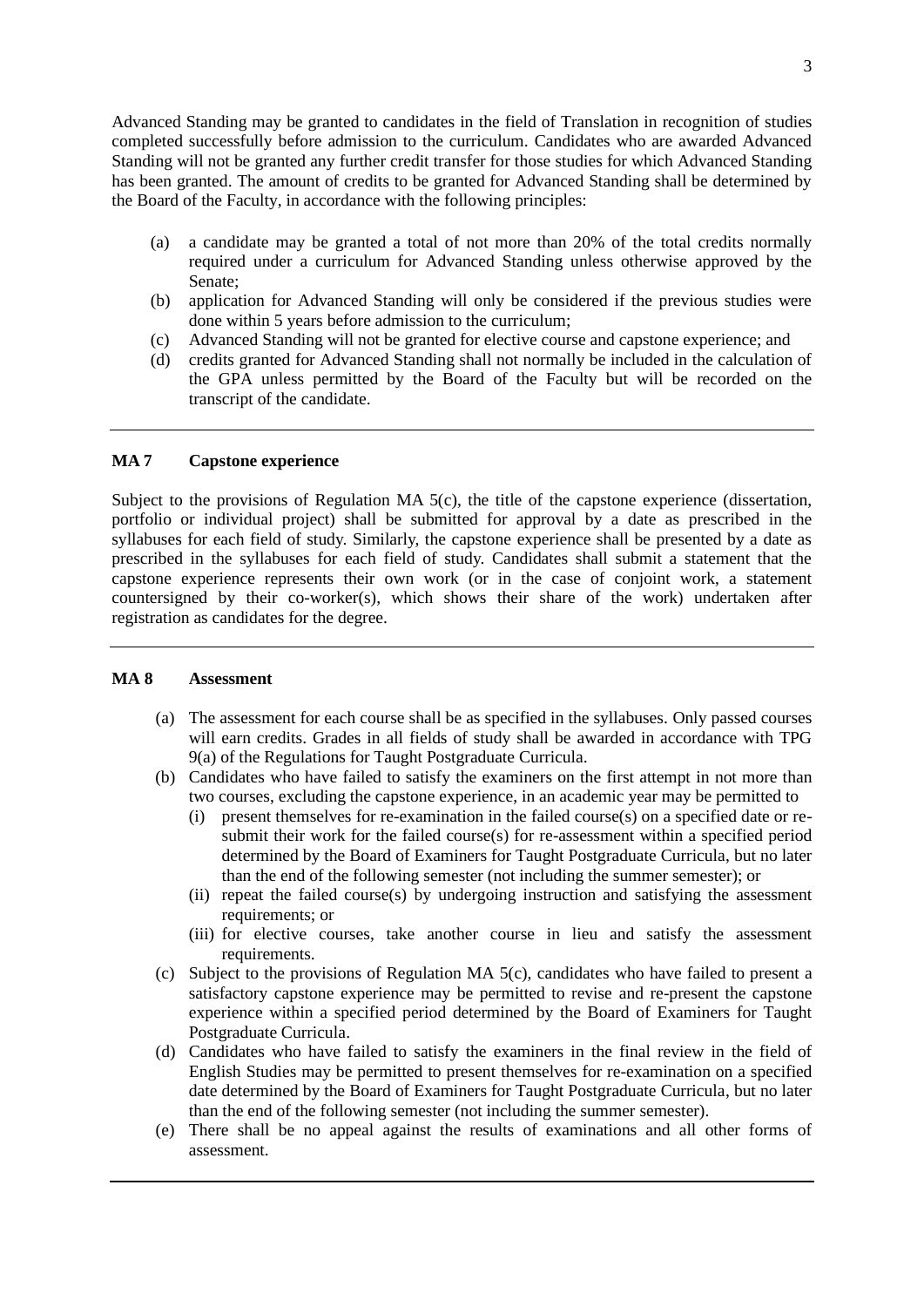Advanced Standing may be granted to candidates in the field of Translation in recognition of studies completed successfully before admission to the curriculum. Candidates who are awarded Advanced Standing will not be granted any further credit transfer for those studies for which Advanced Standing has been granted. The amount of credits to be granted for Advanced Standing shall be determined by the Board of the Faculty, in accordance with the following principles:

(a) a candidate may be granted a total of not more than 20% of the total credits normally required under a curriculum for Advanced Standing unless otherwise approved by the Senate;
(b) application for Advanced Standing will only be considered if the previous studies were done within 5 years before admission to the curriculum;
(c) Advanced Standing will not be granted for elective course and capstone experience; and
(d) credits granted for Advanced Standing shall not normally be included in the calculation of the GPA unless permitted by the Board of the Faculty but will be recorded on the transcript of the candidate.

---

**MA 7 Capstone experience**

Subject to the provisions of Regulation MA 5(c), the title of the capstone experience (dissertation, portfolio or individual project) shall be submitted for approval by a date as prescribed in the syllabuses for each field of study. Similarly, the capstone experience shall be presented by a date as prescribed in the syllabuses for each field of study. Candidates shall submit a statement that the capstone experience represents their own work (or in the case of conjoint work, a statement countersigned by their co-worker(s), which shows their share of the work) undertaken after registration as candidates for the degree.

---

**MA 8 Assessment**

(a) The assessment for each course shall be as specified in the syllabuses. Only passed courses will earn credits. Grades in all fields of study shall be awarded in accordance with TPG 9(a) of the Regulations for Taught Postgraduate Curricula.
(b) Candidates who have failed to satisfy the examiners on the first attempt in not more than two courses, excluding the capstone experience, in an academic year may be permitted to
   (i) present themselves for re-examination in the failed course(s) on a specified date or re-submit their work for the failed course(s) for re-assessment within a specified period determined by the Board of Examiners for Taught Postgraduate Curricula, but no later than the end of the following semester (not including the summer semester); or
   (ii) repeat the failed course(s) by undergoing instruction and satisfying the assessment requirements; or
   (iii) for elective courses, take another course in lieu and satisfy the assessment requirements.
(c) Subject to the provisions of Regulation MA 5(c), candidates who have failed to present a satisfactory capstone experience may be permitted to revise and re-present the capstone experience within a specified period determined by the Board of Examiners for Taught Postgraduate Curricula.
(d) Candidates who have failed to satisfy the examiners in the final review in the field of English Studies may be permitted to present themselves for re-examination on a specified date determined by the Board of Examiners for Taught Postgraduate Curricula, but no later than the end of the following semester (not including the summer semester).
(e) There shall be no appeal against the results of examinations and all other forms of assessment.

---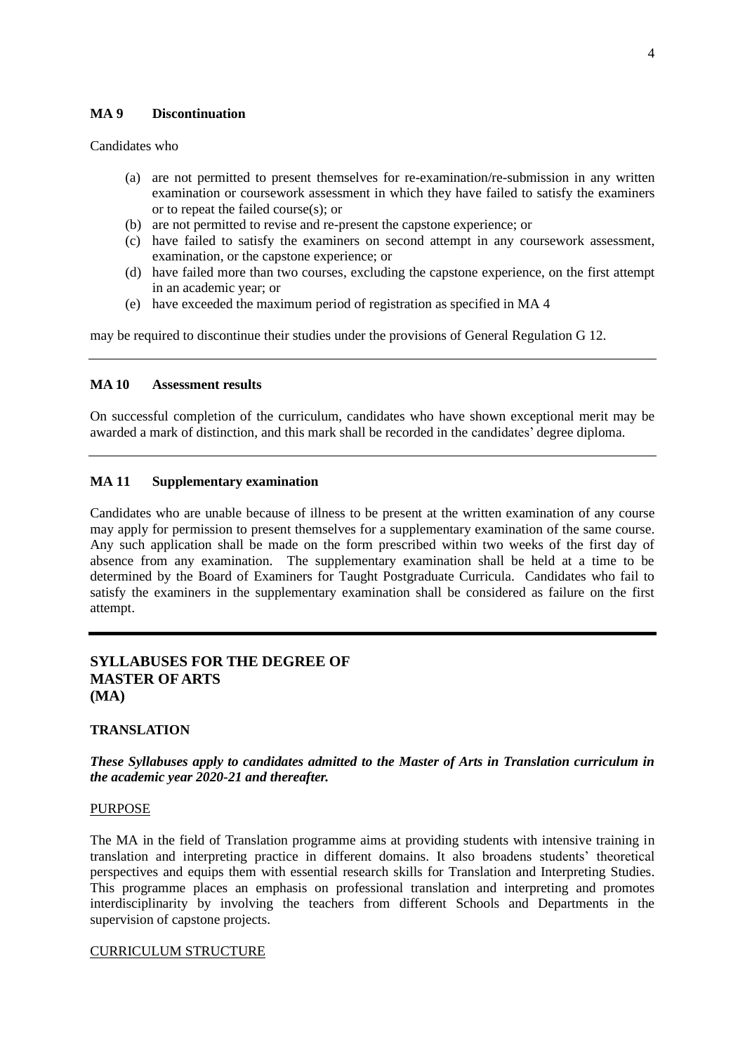## MA 9 Discontinuation

Candidates who

(a) are not permitted to present themselves for re-examination/re-submission in any written examination or coursework assessment in which they have failed to satisfy the examiners or to repeat the failed course(s); or
(b) are not permitted to revise and re-present the capstone experience; or
(c) have failed to satisfy the examiners on second attempt in any coursework assessment, examination, or the capstone experience; or
(d) have failed more than two courses, excluding the capstone experience, on the first attempt in an academic year; or
(e) have exceeded the maximum period of registration as specified in MA 4

may be required to discontinue their studies under the provisions of General Regulation G 12.

---

## MA 10 Assessment results

On successful completion of the curriculum, candidates who have shown exceptional merit may be awarded a mark of distinction, and this mark shall be recorded in the candidates' degree diploma.

---

## MA 11 Supplementary examination

Candidates who are unable because of illness to be present at the written examination of any course may apply for permission to present themselves for a supplementary examination of the same course. Any such application shall be made on the form prescribed within two weeks of the first day of absence from any examination. The supplementary examination shall be held at a time to be determined by the Board of Examiners for Taught Postgraduate Curricula. Candidates who fail to satisfy the examiners in the supplementary examination shall be considered as failure on the first attempt.

---

# SYLLABUSES FOR THE DEGREE OF MASTER OF ARTS (MA)

## TRANSLATION

***These Syllabuses apply to candidates admitted to the Master of Arts in Translation curriculum in the academic year 2020-21 and thereafter.***

### PURPOSE

The MA in the field of Translation programme aims at providing students with intensive training in translation and interpreting practice in different domains. It also broadens students' theoretical perspectives and equips them with essential research skills for Translation and Interpreting Studies. This programme places an emphasis on professional translation and interpreting and promotes interdisciplinarity by involving the teachers from different Schools and Departments in the supervision of capstone projects.

### CURRICULUM STRUCTURE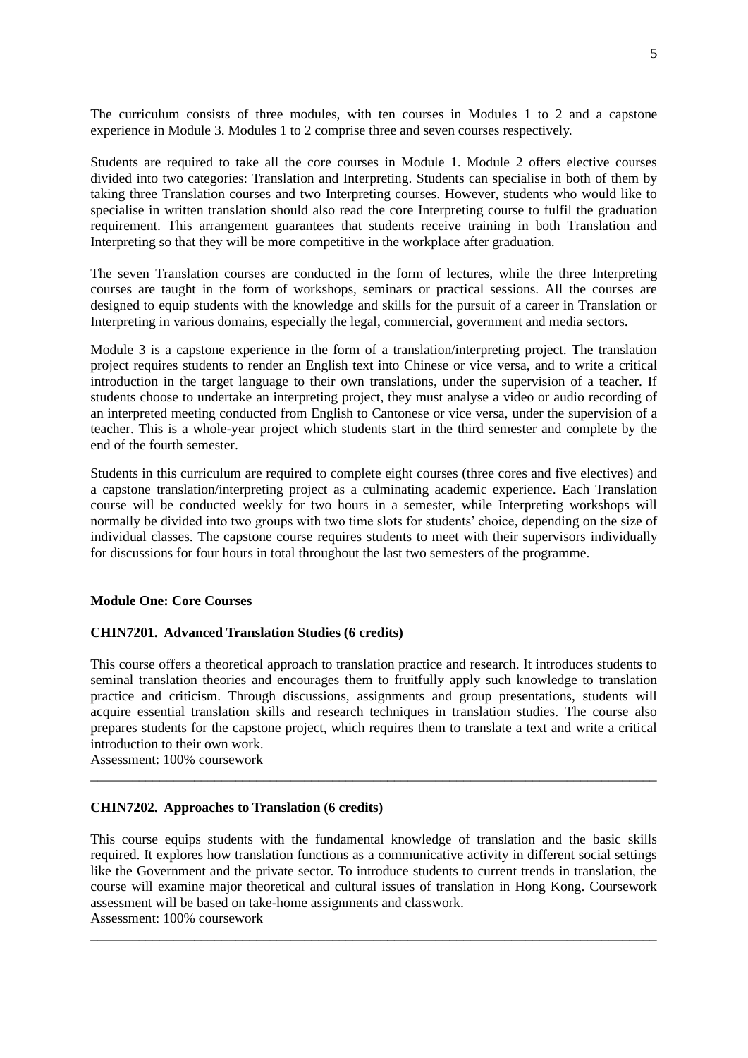The curriculum consists of three modules, with ten courses in Modules 1 to 2 and a capstone experience in Module 3. Modules 1 to 2 comprise three and seven courses respectively.

Students are required to take all the core courses in Module 1. Module 2 offers elective courses divided into two categories: Translation and Interpreting. Students can specialise in both of them by taking three Translation courses and two Interpreting courses. However, students who would like to specialise in written translation should also read the core Interpreting course to fulfil the graduation requirement. This arrangement guarantees that students receive training in both Translation and Interpreting so that they will be more competitive in the workplace after graduation.

The seven Translation courses are conducted in the form of lectures, while the three Interpreting courses are taught in the form of workshops, seminars or practical sessions. All the courses are designed to equip students with the knowledge and skills for the pursuit of a career in Translation or Interpreting in various domains, especially the legal, commercial, government and media sectors.

Module 3 is a capstone experience in the form of a translation/interpreting project. The translation project requires students to render an English text into Chinese or vice versa, and to write a critical introduction in the target language to their own translations, under the supervision of a teacher. If students choose to undertake an interpreting project, they must analyse a video or audio recording of an interpreted meeting conducted from English to Cantonese or vice versa, under the supervision of a teacher. This is a whole-year project which students start in the third semester and complete by the end of the fourth semester.

Students in this curriculum are required to complete eight courses (three cores and five electives) and a capstone translation/interpreting project as a culminating academic experience. Each Translation course will be conducted weekly for two hours in a semester, while Interpreting workshops will normally be divided into two groups with two time slots for students' choice, depending on the size of individual classes. The capstone course requires students to meet with their supervisors individually for discussions for four hours in total throughout the last two semesters of the programme.

## Module One: Core Courses

### CHIN7201. Advanced Translation Studies (6 credits)

This course offers a theoretical approach to translation practice and research. It introduces students to seminal translation theories and encourages them to fruitfully apply such knowledge to translation practice and criticism. Through discussions, assignments and group presentations, students will acquire essential translation skills and research techniques in translation studies. The course also prepares students for the capstone project, which requires them to translate a text and write a critical introduction to their own work.
Assessment: 100% coursework

---

### CHIN7202. Approaches to Translation (6 credits)

This course equips students with the fundamental knowledge of translation and the basic skills required. It explores how translation functions as a communicative activity in different social settings like the Government and the private sector. To introduce students to current trends in translation, the course will examine major theoretical and cultural issues of translation in Hong Kong. Coursework assessment will be based on take-home assignments and classwork.
Assessment: 100% coursework

---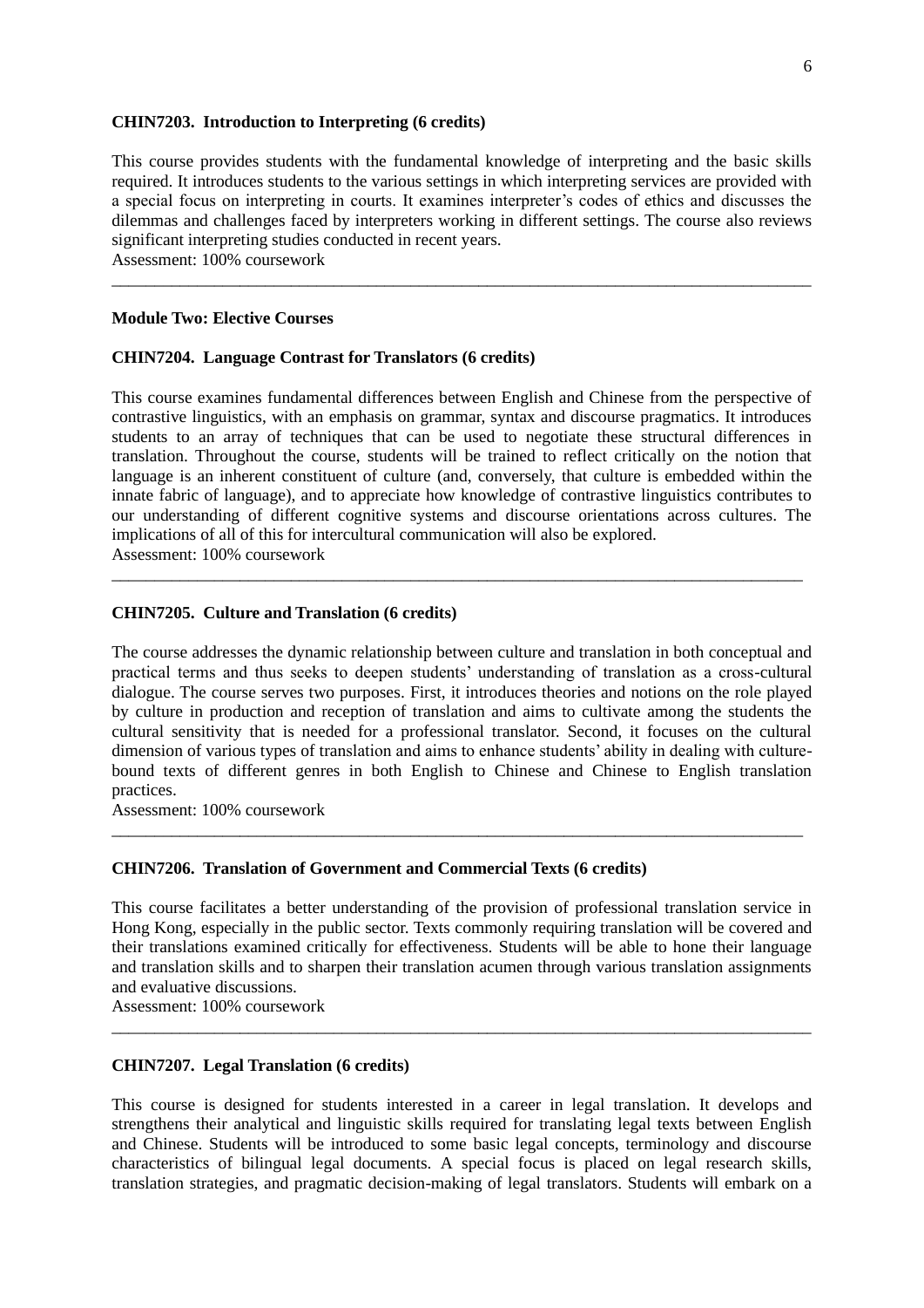**CHIN7203. Introduction to Interpreting (6 credits)**

This course provides students with the fundamental knowledge of interpreting and the basic skills required. It introduces students to the various settings in which interpreting services are provided with a special focus on interpreting in courts. It examines interpreter's codes of ethics and discusses the dilemmas and challenges faced by interpreters working in different settings. The course also reviews significant interpreting studies conducted in recent years.
Assessment: 100% coursework

---

**Module Two: Elective Courses**

**CHIN7204. Language Contrast for Translators (6 credits)**

This course examines fundamental differences between English and Chinese from the perspective of contrastive linguistics, with an emphasis on grammar, syntax and discourse pragmatics. It introduces students to an array of techniques that can be used to negotiate these structural differences in translation. Throughout the course, students will be trained to reflect critically on the notion that language is an inherent constituent of culture (and, conversely, that culture is embedded within the innate fabric of language), and to appreciate how knowledge of contrastive linguistics contributes to our understanding of different cognitive systems and discourse orientations across cultures. The implications of all of this for intercultural communication will also be explored.
Assessment: 100% coursework

---

**CHIN7205. Culture and Translation (6 credits)**

The course addresses the dynamic relationship between culture and translation in both conceptual and practical terms and thus seeks to deepen students' understanding of translation as a cross-cultural dialogue. The course serves two purposes. First, it introduces theories and notions on the role played by culture in production and reception of translation and aims to cultivate among the students the cultural sensitivity that is needed for a professional translator. Second, it focuses on the cultural dimension of various types of translation and aims to enhance students' ability in dealing with culture-bound texts of different genres in both English to Chinese and Chinese to English translation practices.
Assessment: 100% coursework

---

**CHIN7206. Translation of Government and Commercial Texts (6 credits)**

This course facilitates a better understanding of the provision of professional translation service in Hong Kong, especially in the public sector. Texts commonly requiring translation will be covered and their translations examined critically for effectiveness. Students will be able to hone their language and translation skills and to sharpen their translation acumen through various translation assignments and evaluative discussions.
Assessment: 100% coursework

---

**CHIN7207. Legal Translation (6 credits)**

This course is designed for students interested in a career in legal translation. It develops and strengthens their analytical and linguistic skills required for translating legal texts between English and Chinese. Students will be introduced to some basic legal concepts, terminology and discourse characteristics of bilingual legal documents. A special focus is placed on legal research skills, translation strategies, and pragmatic decision-making of legal translators. Students will embark on a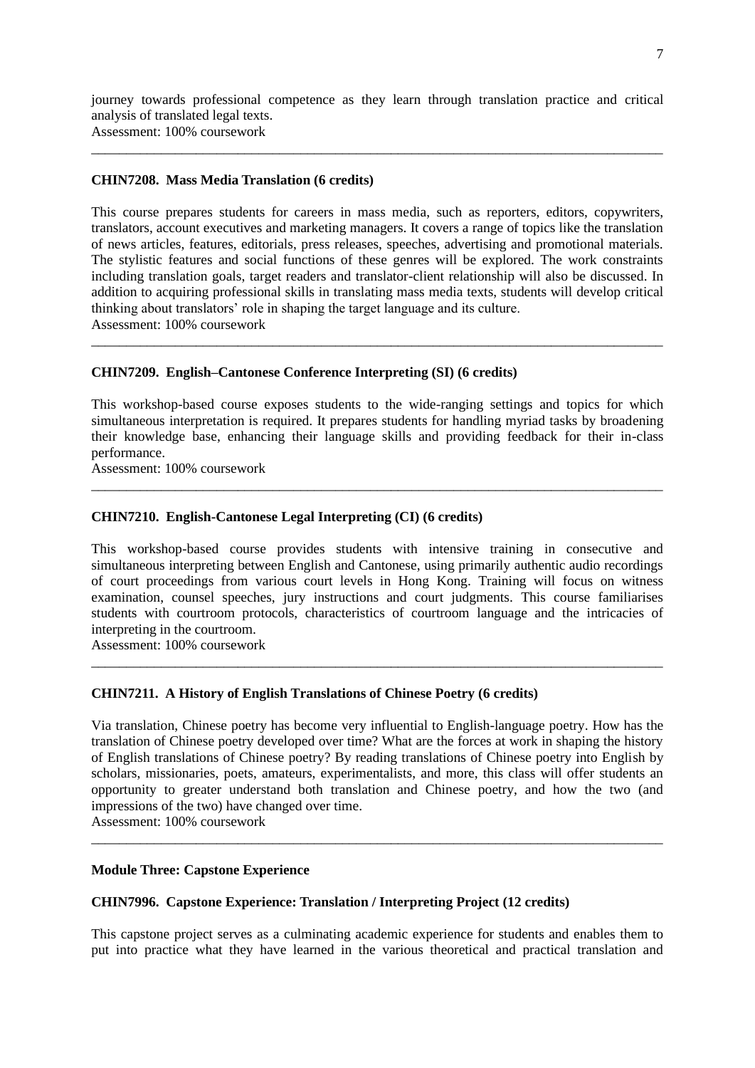journey towards professional competence as they learn through translation practice and critical analysis of translated legal texts.
Assessment: 100% coursework

---

**CHIN7208. Mass Media Translation (6 credits)**

This course prepares students for careers in mass media, such as reporters, editors, copywriters, translators, account executives and marketing managers. It covers a range of topics like the translation of news articles, features, editorials, press releases, speeches, advertising and promotional materials. The stylistic features and social functions of these genres will be explored. The work constraints including translation goals, target readers and translator-client relationship will also be discussed. In addition to acquiring professional skills in translating mass media texts, students will develop critical thinking about translators' role in shaping the target language and its culture.
Assessment: 100% coursework

---

**CHIN7209. English–Cantonese Conference Interpreting (SI) (6 credits)**

This workshop-based course exposes students to the wide-ranging settings and topics for which simultaneous interpretation is required. It prepares students for handling myriad tasks by broadening their knowledge base, enhancing their language skills and providing feedback for their in-class performance.
Assessment: 100% coursework

---

**CHIN7210. English-Cantonese Legal Interpreting (CI) (6 credits)**

This workshop-based course provides students with intensive training in consecutive and simultaneous interpreting between English and Cantonese, using primarily authentic audio recordings of court proceedings from various court levels in Hong Kong. Training will focus on witness examination, counsel speeches, jury instructions and court judgments. This course familiarises students with courtroom protocols, characteristics of courtroom language and the intricacies of interpreting in the courtroom.
Assessment: 100% coursework

---

**CHIN7211. A History of English Translations of Chinese Poetry (6 credits)**

Via translation, Chinese poetry has become very influential to English-language poetry. How has the translation of Chinese poetry developed over time? What are the forces at work in shaping the history of English translations of Chinese poetry? By reading translations of Chinese poetry into English by scholars, missionaries, poets, amateurs, experimentalists, and more, this class will offer students an opportunity to greater understand both translation and Chinese poetry, and how the two (and impressions of the two) have changed over time.
Assessment: 100% coursework

---

**Module Three: Capstone Experience**

**CHIN7996. Capstone Experience: Translation / Interpreting Project (12 credits)**

This capstone project serves as a culminating academic experience for students and enables them to put into practice what they have learned in the various theoretical and practical translation and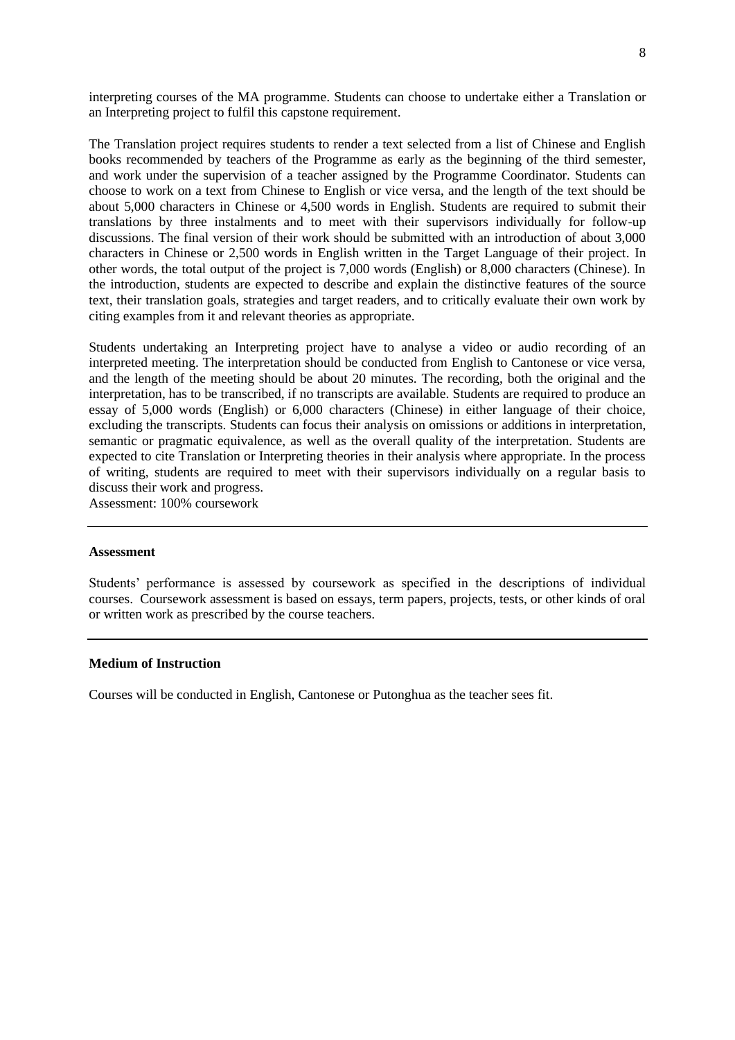interpreting courses of the MA programme. Students can choose to undertake either a Translation or an Interpreting project to fulfil this capstone requirement.

The Translation project requires students to render a text selected from a list of Chinese and English books recommended by teachers of the Programme as early as the beginning of the third semester, and work under the supervision of a teacher assigned by the Programme Coordinator. Students can choose to work on a text from Chinese to English or vice versa, and the length of the text should be about 5,000 characters in Chinese or 4,500 words in English. Students are required to submit their translations by three instalments and to meet with their supervisors individually for follow-up discussions. The final version of their work should be submitted with an introduction of about 3,000 characters in Chinese or 2,500 words in English written in the Target Language of their project. In other words, the total output of the project is 7,000 words (English) or 8,000 characters (Chinese). In the introduction, students are expected to describe and explain the distinctive features of the source text, their translation goals, strategies and target readers, and to critically evaluate their own work by citing examples from it and relevant theories as appropriate.

Students undertaking an Interpreting project have to analyse a video or audio recording of an interpreted meeting. The interpretation should be conducted from English to Cantonese or vice versa, and the length of the meeting should be about 20 minutes. The recording, both the original and the interpretation, has to be transcribed, if no transcripts are available. Students are required to produce an essay of 5,000 words (English) or 6,000 characters (Chinese) in either language of their choice, excluding the transcripts. Students can focus their analysis on omissions or additions in interpretation, semantic or pragmatic equivalence, as well as the overall quality of the interpretation. Students are expected to cite Translation or Interpreting theories in their analysis where appropriate. In the process of writing, students are required to meet with their supervisors individually on a regular basis to discuss their work and progress.
Assessment: 100% coursework

---

**Assessment**

Students' performance is assessed by coursework as specified in the descriptions of individual courses. Coursework assessment is based on essays, term papers, projects, tests, or other kinds of oral or written work as prescribed by the course teachers.

---

**Medium of Instruction**

Courses will be conducted in English, Cantonese or Putonghua as the teacher sees fit.